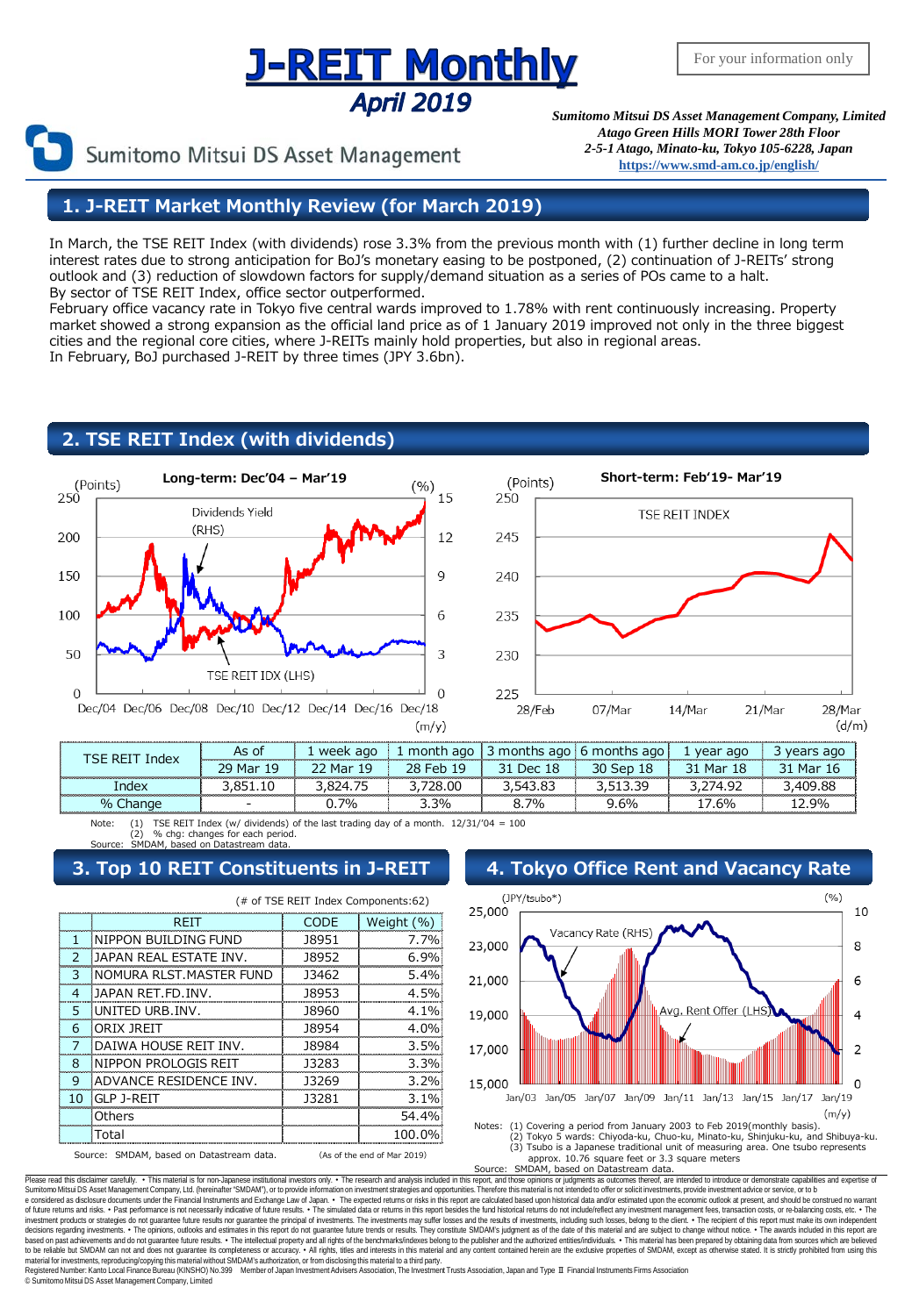# J-REIT Monthly

## April 2019

For your information only

Sumitomo Mitsui DS Asset Management

*Sumitomo Mitsui DS Asset Management Company, Limited*
*Atago Green Hills MORI Tower 28th Floor*
*2-5-1 Atago, Minato-ku, Tokyo 105-6228, Japan*
https://www.smd-am.co.jp/english/

## 1. J-REIT Market Monthly Review (for March 2019)

In March, the TSE REIT Index (with dividends) rose 3.3% from the previous month with (1) further decline in long term interest rates due to strong anticipation for BoJ's monetary easing to be postponed, (2) continuation of J-REITs' strong outlook and (3) reduction of slowdown factors for supply/demand situation as a series of POs came to a halt.
By sector of TSE REIT Index, office sector outperformed.
February office vacancy rate in Tokyo five central wards improved to 1.78% with rent continuously increasing. Property market showed a strong expansion as the official land price as of 1 January 2019 improved not only in the three biggest cities and the regional core cities, where J-REITs mainly hold properties, but also in regional areas.
In February, BoJ purchased J-REIT by three times (JPY 3.6bn).

## 2. TSE REIT Index (with dividends)

**Long-term: Dec'04 – Mar'19**

**Short-term: Feb'19- Mar'19**

| TSE REIT Index | As of | 1 week ago | 1 month ago | 3 months ago | 6 months ago | 1 year ago | 3 years ago |
|---|---|---|---|---|---|---|---|
| | 29 Mar 19 | 22 Mar 19 | 28 Feb 19 | 31 Dec 18 | 30 Sep 18 | 31 Mar 18 | 31 Mar 16 |
| Index | 3,851.10 | 3,824.75 | 3,728.00 | 3,543.83 | 3,513.39 | 3,274.92 | 3,409.88 |
| % Change | - | 0.7% | 3.3% | 8.7% | 9.6% | 17.6% | 12.9% |

Note: (1) TSE REIT Index (w/ dividends) of the last trading day of a month. 12/31/'04 = 100
(2) % chg: changes for each period.
Source: SMDAM, based on Datastream data.

## 3. Top 10 REIT Constituents in J-REIT

(# of TSE REIT Index Components:62)

| | REIT | CODE | Weight (%) |
|---|---|---|---|
| 1 | NIPPON BUILDING FUND | J8951 | 7.7% |
| 2 | JAPAN REAL ESTATE INV. | J8952 | 6.9% |
| 3 | NOMURA RLST.MASTER FUND | J3462 | 5.4% |
| 4 | JAPAN RET.FD.INV. | J8953 | 4.5% |
| 5 | UNITED URB.INV. | J8960 | 4.1% |
| 6 | ORIX JREIT | J8954 | 4.0% |
| 7 | DAIWA HOUSE REIT INV. | J8984 | 3.5% |
| 8 | NIPPON PROLOGIS REIT | J3283 | 3.3% |
| 9 | ADVANCE RESIDENCE INV. | J3269 | 3.2% |
| 10 | GLP J-REIT | J3281 | 3.1% |
| | Others | | 54.4% |
| | Total | | 100.0% |

Source: SMDAM, based on Datastream data. (As of the end of Mar 2019)

## 4. Tokyo Office Rent and Vacancy Rate

Notes: (1) Covering a period from January 2003 to Feb 2019(monthly basis).
(2) Tokyo 5 wards: Chiyoda-ku, Chuo-ku, Minato-ku, Shinjuku-ku, and Shibuya-ku.
(3) Tsubo is a Japanese traditional unit of measuring area. One tsubo represents approx. 10.76 square feet or 3.3 square meters
Source: SMDAM, based on Datastream data.

Please read this disclaimer carefully. • This material is for non-Japanese institutional investors only. • The research and analysis included in this report, and those opinions or judgments as outcomes thereof, are intended to introduce or demonstrate capabilities and expertise of Sumitomo Mitsui DS Asset Management Company, Ltd. (hereinafter "SMDAM"), or to provide information on investment strategies and opportunities. Therefore this material is not intended to offer or solicit investments, provide investment advice or service, or to be considered as disclosure documents under the Financial Instruments and Exchange Law of Japan. • The expected returns or risks in this report are calculated based upon historical data and/or estimated upon the economic outlook at present, and should be construed no warrant of future returns and risks. • Past performance is not necessarily indicative of future results. • The simulated data or returns in this report besides the fund historical returns do not include/reflect any investment management fees, transaction costs, or re-balancing costs, etc. • The investment products or strategies do not guarantee future results nor guarantee the principal of investments. The investments may suffer losses and the results of investments, including such losses, belong to the client. • The recipient of this report must make its own independent decisions regarding investments. • The opinions, outlooks and estimates in this report do not guarantee future trends or results. They constitute SMDAM's judgment as of the date of this material and are subject to change without notice. • The awards included in this report are based on past achievements and do not guarantee future results. • The intellectual property and all rights of the benchmarks/indexes belong to the publisher and the authorized entities/individuals. • This material has been prepared by obtaining data from sources which are believed to be reliable but SMDAM can not and does not guarantee its completeness or accuracy. • All rights, titles and interests in this material and any content contained herein are the exclusive properties of SMDAM, except as otherwise stated. It is strictly prohibited from using this material for investments, reproducing/copying this material without SMDAM's authorization, or from disclosing this material to a third party.
Registered Number: Kanto Local Finance Bureau (KINSHO) No.399 Member of Japan Investment Advisers Association, The Investment Trusts Association, Japan and Type II Financial Instruments Firms Association
© Sumitomo Mitsui DS Asset Management Company, Limited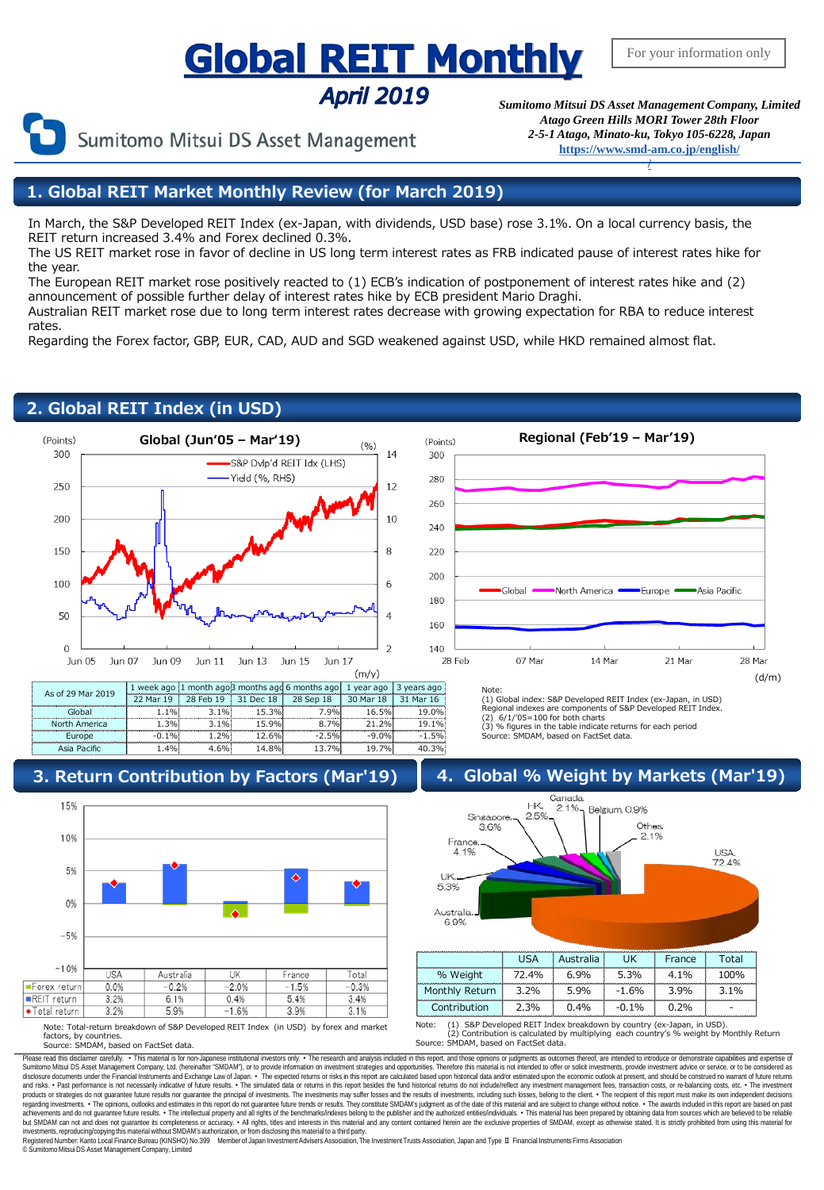# Global REIT Monthly

*April 2019*

For your information only

Sumitomo Mitsui DS Asset Management

***Sumitomo Mitsui DS Asset Management Company, Limited***
***Atago Green Hills MORI Tower 28th Floor***
***2-5-1 Atago, Minato-ku, Tokyo 105-6228, Japan***
**https://www.smd-am.co.jp/english/**

## 1. Global REIT Market Monthly Review (for March 2019)

In March, the S&P Developed REIT Index (ex-Japan, with dividends, USD base) rose 3.1%. On a local currency basis, the REIT return increased 3.4% and Forex declined 0.3%.
The US REIT market rose in favor of decline in US long term interest rates as FRB indicated pause of interest rates hike for the year.
The European REIT market rose positively reacted to (1) ECB's indication of postponement of interest rates hike and (2) announcement of possible further delay of interest rates hike by ECB president Mario Draghi.
Australian REIT market rose due to long term interest rates decrease with growing expectation for RBA to reduce interest rates.
Regarding the Forex factor, GBP, EUR, CAD, AUD and SGD weakened against USD, while HKD remained almost flat.

## 2. Global REIT Index (in USD)

Global (Jun'05 – Mar'19)

(Points)
300
250
200
150
100
50
0

(%)
14
12
10
8
6
4
2

S&P Dvlp'd REIT Idx (LHS)
Yield (%, RHS)

Jun 05 Jun 07 Jun 09 Jun 11 Jun 13 Jun 15 Jun 17
(m/y)

Regional (Feb'19 – Mar'19)

(Points)
300
280
260
240
220
200
180
160
140

Global North America Europe Asia Pacific

28 Feb 07 Mar 14 Mar 21 Mar 28 Mar
(d/m)

| As of 29 Mar 2019 | 1 week ago | 1 month ago | 3 months ago | 6 months ago | 1 year ago | 3 years ago |
|---|---|---|---|---|---|---|
| | 22 Mar 19 | 28 Feb 19 | 31 Dec 18 | 28 Sep 18 | 30 Mar 18 | 31 Mar 16 |
| Global | 1.1% | 3.1% | 15.3% | 7.9% | 16.5% | 19.0% |
| North America | 1.3% | 3.1% | 15.9% | 8.7% | 21.2% | 19.1% |
| Europe | -0.1% | 1.2% | 12.6% | -2.5% | -9.0% | -1.5% |
| Asia Pacific | 1.4% | 4.6% | 14.8% | 13.7% | 19.7% | 40.3% |

Note:
(1) Global index: S&P Developed REIT Index (ex-Japan, in USD)
Regional indexes are components of S&P Developed REIT Index.
(2) 6/1/'05=100 for both charts
(3) % figures in the table indicate returns for each period
Source: SMDAM, based on FactSet data.

## 3. Return Contribution by Factors (Mar'19)

15%
10%
5%
0%
−5%
−10%

| | USA | Australia | UK | France | Total |
|---|---|---|---|---|---|
| Forex return | 0.0% | −0.2% | −2.0% | −1.5% | −0.3% |
| REIT return | 3.2% | 6.1% | 0.4% | 5.4% | 3.4% |
| Total return | 3.2% | 5.9% | −1.6% | 3.9% | 3.1% |

Note: Total-return breakdown of S&P Developed REIT Index (in USD) by forex and market factors, by countries.
Source: SMDAM, based on FactSet data.

## 4. Global % Weight by Markets (Mar'19)

Canada 2.1%
HK 2.5%
Belgium 0.9%
Singapore 3.6%
Others 2.1%
France 4.1%
USA 72.4%
UK 5.3%
Australia 6.9%

| | USA | Australia | UK | France | Total |
|---|---|---|---|---|---|
| % Weight | 72.4% | 6.9% | 5.3% | 4.1% | 100% |
| Monthly Return | 3.2% | 5.9% | -1.6% | 3.9% | 3.1% |
| Contribution | 2.3% | 0.4% | -0.1% | 0.2% | - |

Note: (1) S&P Developed REIT Index breakdown by country (ex-Japan, in USD).
(2) Contribution is calculated by multiplying each country's % weight by Monthly Return
Source: SMDAM, based on FactSet data.

Please read this disclaimer carefully. • This material is for non-Japanese institutional investors only. • The research and analysis included in this report, and those opinions or judgments as outcomes thereof, are intended to introduce or demonstrate capabilities and expertise of Sumitomo Mitsui DS Asset Management Company, Ltd. (hereinafter "SMDAM"), or to provide information on investment strategies and opportunities. Therefore this material is not intended to offer or solicit investments, provide investment advice or service, or to be considered as disclosure documents under the Financial Instruments and Exchange Law of Japan. • The expected returns or risks in this report are calculated based upon historical data and/or estimated upon the economic outlook at present, and should be construed no warrant of future returns and risks. • Past performance is not necessarily indicative of future results. • The simulated data or returns in this report besides the fund historical returns do not include/reflect any investment management fees, transaction costs, or re-balancing costs, etc. • The investment products or strategies do not guarantee future results nor guarantee the principal of investments. The investments may suffer losses and the results of investments, including such losses, belong to the client. • The recipient of this report must make its own independent decisions regarding investments. • The opinions, outlooks and estimates in this report do not guarantee future trends or results. They constitute SMDAM's judgment as of the date of this material and are subject to change without notice. • The awards included in this report are based on past achievements and do not guarantee future results. • The intellectual property and all rights of the benchmarks/indexes belong to the publisher and the authorized entities/individuals. • This material has been prepared by obtaining data from sources which are believed to be reliable but SMDAM can not and does not guarantee its completeness or accuracy. • All rights, titles and interests in this material and any content contained herein are the exclusive properties of SMDAM, except as otherwise stated. It is strictly prohibited from using this material for investments, reproducing/copying this material without SMDAM's authorization, or from disclosing this material to a third party.
Registered Number: Kanto Local Finance Bureau (KINSHO) No.399 Member of Japan Investment Advisers Association, The Investment Trusts Association, Japan and Type Ⅱ Financial Instruments Firms Association
© Sumitomo Mitsui DS Asset Management Company, Limited